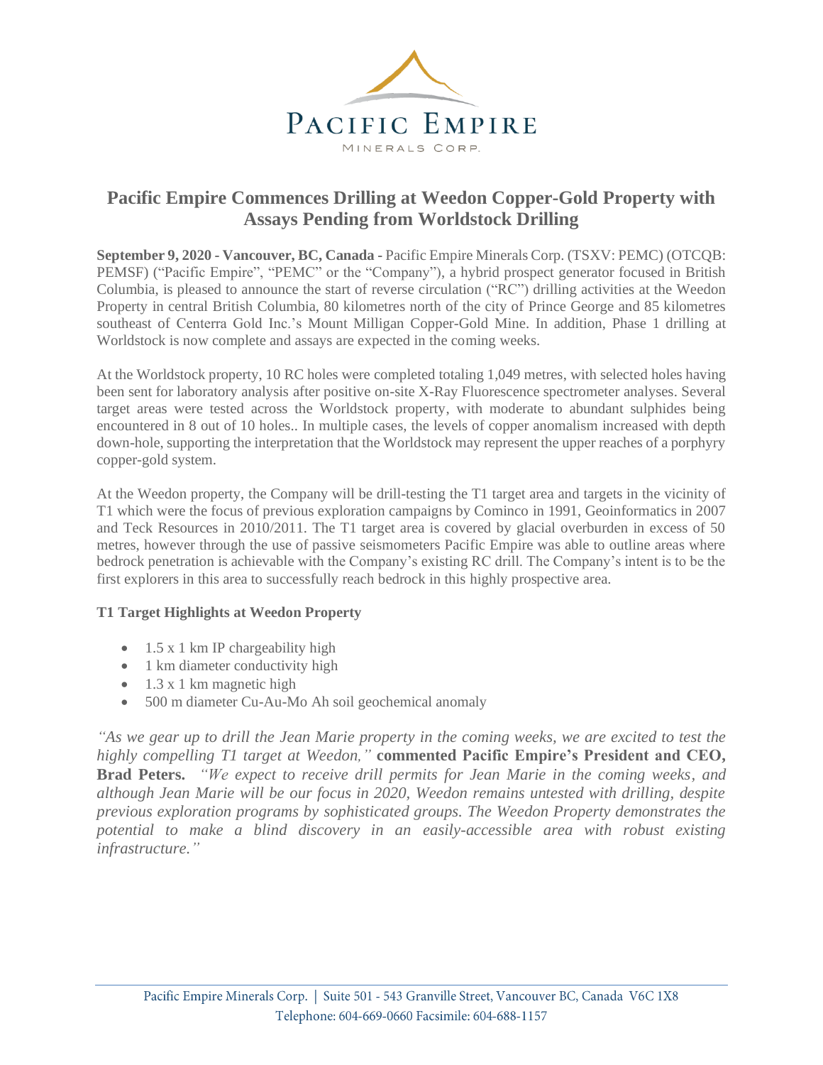# Pacific Empire Commences Drilling at Weedon Copper-Gold Property with Assays Pending from Worldstock Drilling

**September 9, 2020 - Vancouver, BC, Canada -** Pacific Empire Minerals Corp. (TSXV: PEMC) (OTCQB: PEMSF) ("Pacific Empire", "PEMC" or the "Company"), a hybrid prospect generator focused in British Columbia, is pleased to announce the start of reverse circulation ("RC") drilling activities at the Weedon Property in central British Columbia, 80 kilometres north of the city of Prince George and 85 kilometres southeast of Centerra Gold Inc.'s Mount Milligan Copper-Gold Mine. In addition, Phase 1 drilling at Worldstock is now complete and assays are expected in the coming weeks.

At the Worldstock property, 10 RC holes were completed totaling 1,049 metres, with selected holes having been sent for laboratory analysis after positive on-site X-Ray Fluorescence spectrometer analyses. Several target areas were tested across the Worldstock property, with moderate to abundant sulphides being encountered in 8 out of 10 holes.. In multiple cases, the levels of copper anomalism increased with depth down-hole, supporting the interpretation that the Worldstock may represent the upper reaches of a porphyry copper-gold system.

At the Weedon property, the Company will be drill-testing the T1 target area and targets in the vicinity of T1 which were the focus of previous exploration campaigns by Cominco in 1991, Geoinformatics in 2007 and Teck Resources in 2010/2011. The T1 target area is covered by glacial overburden in excess of 50 metres, however through the use of passive seismometers Pacific Empire was able to outline areas where bedrock penetration is achievable with the Company's existing RC drill. The Company's intent is to be the first explorers in this area to successfully reach bedrock in this highly prospective area.

**T1 Target Highlights at Weedon Property**

- 1.5 x 1 km IP chargeability high
- 1 km diameter conductivity high
- 1.3 x 1 km magnetic high
- 500 m diameter Cu-Au-Mo Ah soil geochemical anomaly

*"As we gear up to drill the Jean Marie property in the coming weeks, we are excited to test the highly compelling T1 target at Weedon,"* **commented Pacific Empire's President and CEO, Brad Peters.** *"We expect to receive drill permits for Jean Marie in the coming weeks, and although Jean Marie will be our focus in 2020, Weedon remains untested with drilling, despite previous exploration programs by sophisticated groups. The Weedon Property demonstrates the potential to make a blind discovery in an easily-accessible area with robust existing infrastructure."*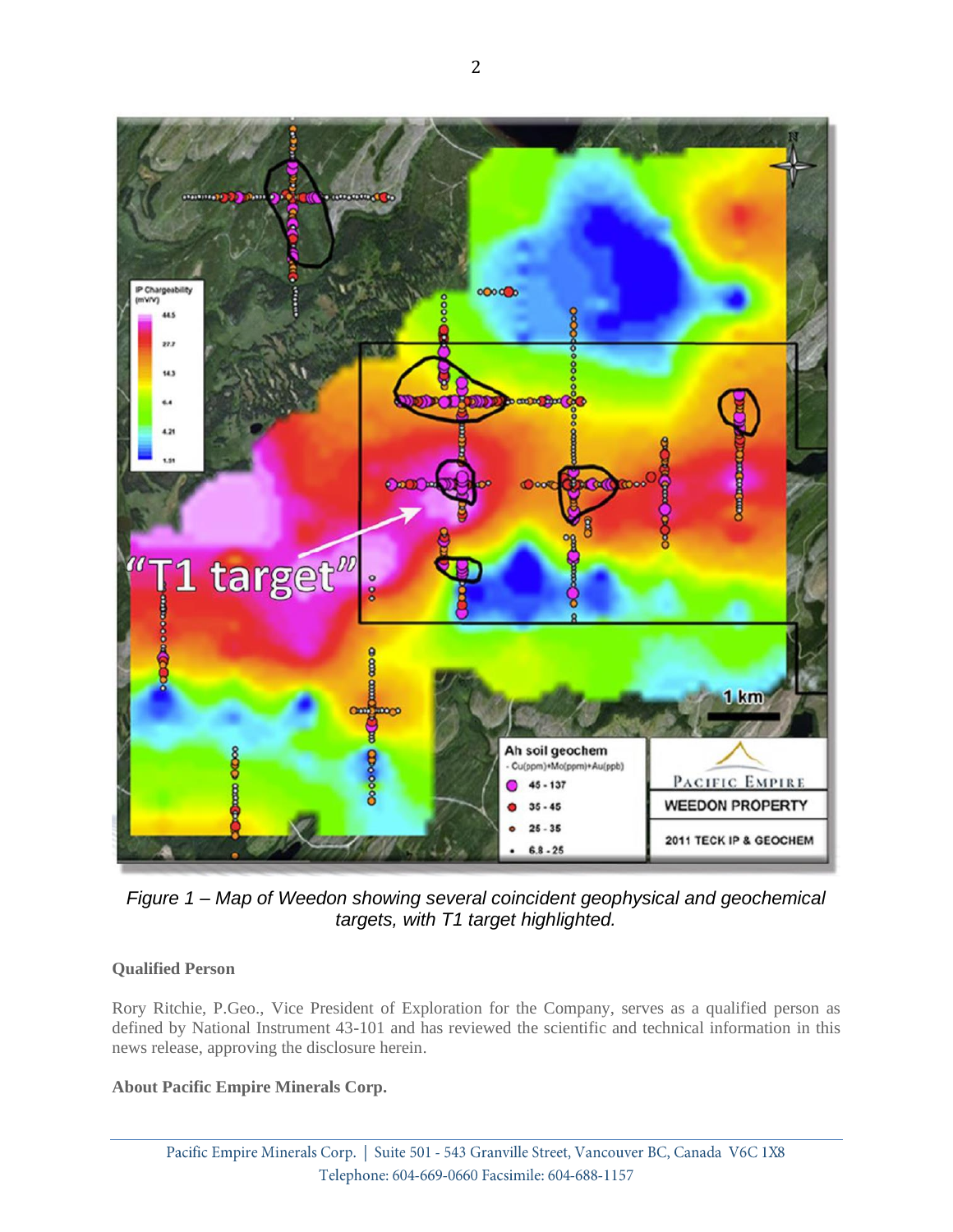*Figure 1 – Map of Weedon showing several coincident geophysical and geochemical targets, with T1 target highlighted.*

**Qualified Person**

Rory Ritchie, P.Geo., Vice President of Exploration for the Company, serves as a qualified person as defined by National Instrument 43-101 and has reviewed the scientific and technical information in this news release, approving the disclosure herein.

**About Pacific Empire Minerals Corp.**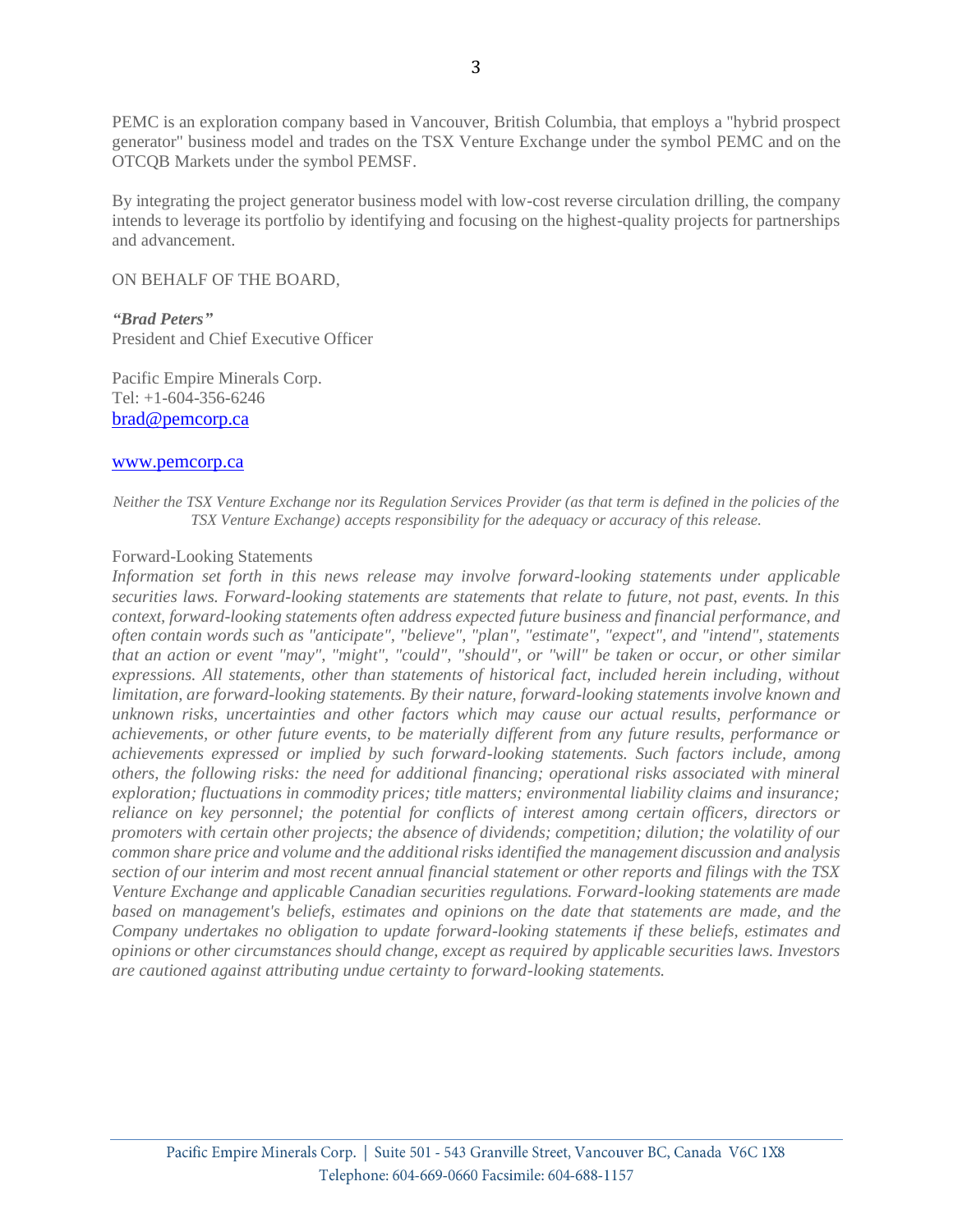PEMC is an exploration company based in Vancouver, British Columbia, that employs a "hybrid prospect generator" business model and trades on the TSX Venture Exchange under the symbol PEMC and on the OTCQB Markets under the symbol PEMSF.

By integrating the project generator business model with low-cost reverse circulation drilling, the company intends to leverage its portfolio by identifying and focusing on the highest-quality projects for partnerships and advancement.

ON BEHALF OF THE BOARD,

***"Brad Peters"***
President and Chief Executive Officer

Pacific Empire Minerals Corp.
Tel: +1-604-356-6246
brad@pemcorp.ca

www.pemcorp.ca

*Neither the TSX Venture Exchange nor its Regulation Services Provider (as that term is defined in the policies of the TSX Venture Exchange) accepts responsibility for the adequacy or accuracy of this release.*

Forward-Looking Statements

*Information set forth in this news release may involve forward-looking statements under applicable securities laws. Forward-looking statements are statements that relate to future, not past, events. In this context, forward-looking statements often address expected future business and financial performance, and often contain words such as "anticipate", "believe", "plan", "estimate", "expect", and "intend", statements that an action or event "may", "might", "could", "should", or "will" be taken or occur, or other similar expressions. All statements, other than statements of historical fact, included herein including, without limitation, are forward-looking statements. By their nature, forward-looking statements involve known and unknown risks, uncertainties and other factors which may cause our actual results, performance or achievements, or other future events, to be materially different from any future results, performance or achievements expressed or implied by such forward-looking statements. Such factors include, among others, the following risks: the need for additional financing; operational risks associated with mineral exploration; fluctuations in commodity prices; title matters; environmental liability claims and insurance; reliance on key personnel; the potential for conflicts of interest among certain officers, directors or promoters with certain other projects; the absence of dividends; competition; dilution; the volatility of our common share price and volume and the additional risks identified the management discussion and analysis section of our interim and most recent annual financial statement or other reports and filings with the TSX Venture Exchange and applicable Canadian securities regulations. Forward-looking statements are made based on management's beliefs, estimates and opinions on the date that statements are made, and the Company undertakes no obligation to update forward-looking statements if these beliefs, estimates and opinions or other circumstances should change, except as required by applicable securities laws. Investors are cautioned against attributing undue certainty to forward-looking statements.*